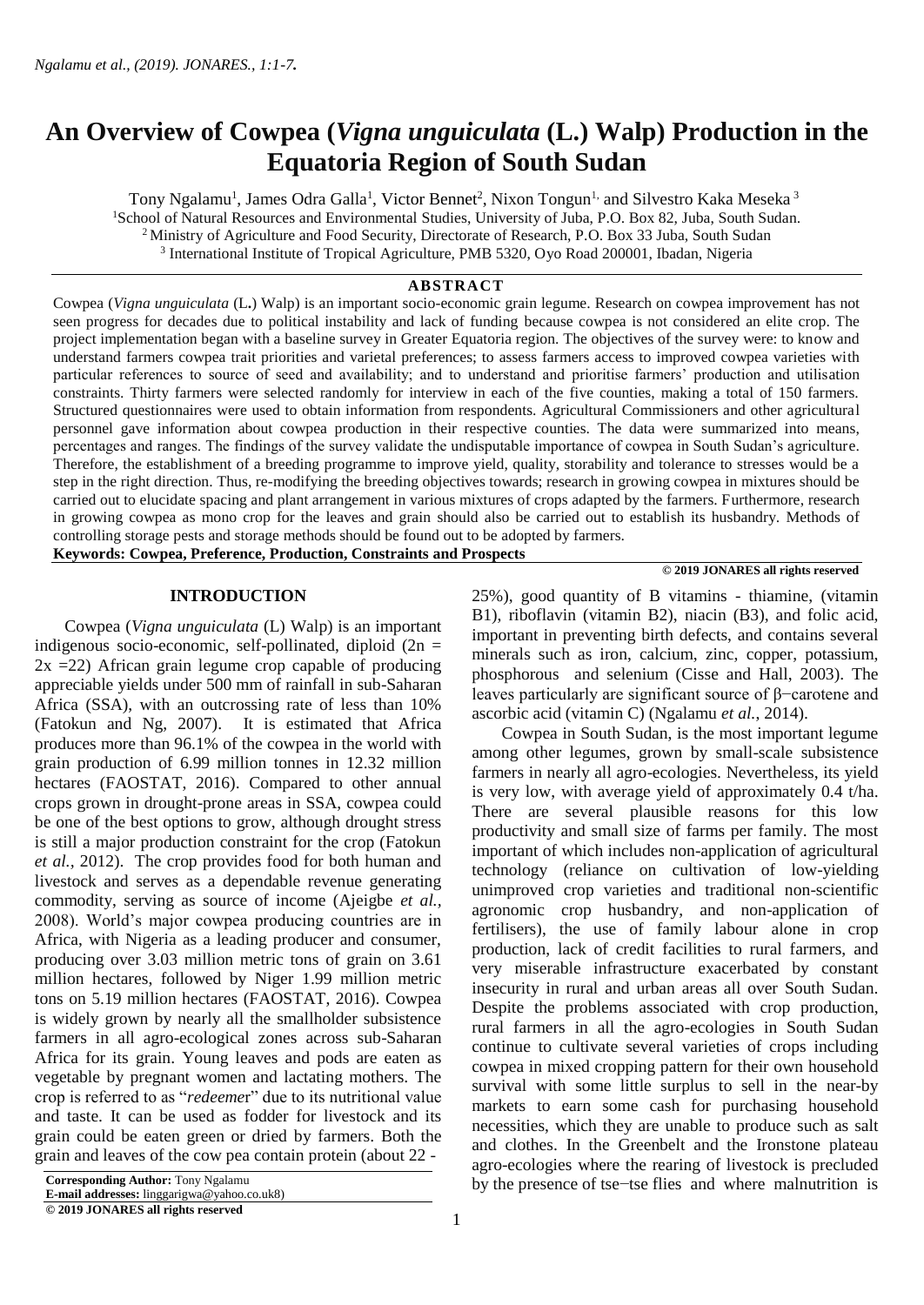# An Overview of Cowpea (*Vigna unguiculata* (L.) Walp) Production in the Equatoria Region of South Sudan

Tony Ngalamu[1], James Odra Galla[1], Victor Bennet[2], Nixon Tongun[1,] and Silvestro Kaka Meseka[3]

[1]School of Natural Resources and Environmental Studies, University of Juba, P.O. Box 82, Juba, South Sudan.

[2]Ministry of Agriculture and Food Security, Directorate of Research, P.O. Box 33 Juba, South Sudan

[3]International Institute of Tropical Agriculture, PMB 5320, Oyo Road 200001, Ibadan, Nigeria

## ABSTRACT

Cowpea (*Vigna unguiculata* (L.) Walp) is an important socio-economic grain legume. Research on cowpea improvement has not seen progress for decades due to political instability and lack of funding because cowpea is not considered an elite crop. The project implementation began with a baseline survey in Greater Equatoria region. The objectives of the survey were: to know and understand farmers cowpea trait priorities and varietal preferences; to assess farmers access to improved cowpea varieties with particular references to source of seed and availability; and to understand and prioritise farmers' production and utilisation constraints. Thirty farmers were selected randomly for interview in each of the five counties, making a total of 150 farmers. Structured questionnaires were used to obtain information from respondents. Agricultural Commissioners and other agricultural personnel gave information about cowpea production in their respective counties. The data were summarized into means, percentages and ranges. The findings of the survey validate the undisputable importance of cowpea in South Sudan's agriculture. Therefore, the establishment of a breeding programme to improve yield, quality, storability and tolerance to stresses would be a step in the right direction. Thus, re-modifying the breeding objectives towards; research in growing cowpea in mixtures should be carried out to elucidate spacing and plant arrangement in various mixtures of crops adapted by the farmers. Furthermore, research in growing cowpea as mono crop for the leaves and grain should also be carried out to establish its husbandry. Methods of controlling storage pests and storage methods should be found out to be adopted by farmers.

**Keywords: Cowpea, Preference, Production, Constraints and Prospects**

© 2019 JONARES all rights reserved

## INTRODUCTION

Cowpea (*Vigna unguiculata* (L) Walp) is an important indigenous socio-economic, self-pollinated, diploid ($2n = 2x = 22$) African grain legume crop capable of producing appreciable yields under 500 mm of rainfall in sub-Saharan Africa (SSA), with an outcrossing rate of less than 10% (Fatokun and Ng, 2007). It is estimated that Africa produces more than 96.1% of the cowpea in the world with grain production of 6.99 million tonnes in 12.32 million hectares (FAOSTAT, 2016). Compared to other annual crops grown in drought-prone areas in SSA, cowpea could be one of the best options to grow, although drought stress is still a major production constraint for the crop (Fatokun *et al.*, 2012). The crop provides food for both human and livestock and serves as a dependable revenue generating commodity, serving as source of income (Ajeigbe *et al.*, 2008). World's major cowpea producing countries are in Africa, with Nigeria as a leading producer and consumer, producing over 3.03 million metric tons of grain on 3.61 million hectares, followed by Niger 1.99 million metric tons on 5.19 million hectares (FAOSTAT, 2016). Cowpea is widely grown by nearly all the smallholder subsistence farmers in all agro-ecological zones across sub-Saharan Africa for its grain. Young leaves and pods are eaten as vegetable by pregnant women and lactating mothers. The crop is referred to as "*redeeme*r" due to its nutritional value and taste. It can be used as fodder for livestock and its grain could be eaten green or dried by farmers. Both the grain and leaves of the cow pea contain protein (about 22 - 25%), good quantity of B vitamins - thiamine, (vitamin B1), riboflavin (vitamin B2), niacin (B3), and folic acid, important in preventing birth defects, and contains several minerals such as iron, calcium, zinc, copper, potassium, phosphorous and selenium (Cisse and Hall, 2003). The leaves particularly are significant source of β−carotene and ascorbic acid (vitamin C) (Ngalamu *et al.*, 2014).

Cowpea in South Sudan, is the most important legume among other legumes, grown by small-scale subsistence farmers in nearly all agro-ecologies. Nevertheless, its yield is very low, with average yield of approximately 0.4 t/ha. There are several plausible reasons for this low productivity and small size of farms per family. The most important of which includes non-application of agricultural technology (reliance on cultivation of low-yielding unimproved crop varieties and traditional non-scientific agronomic crop husbandry, and non-application of fertilisers), the use of family labour alone in crop production, lack of credit facilities to rural farmers, and very miserable infrastructure exacerbated by constant insecurity in rural and urban areas all over South Sudan. Despite the problems associated with crop production, rural farmers in all the agro-ecologies in South Sudan continue to cultivate several varieties of crops including cowpea in mixed cropping pattern for their own household survival with some little surplus to sell in the near-by markets to earn some cash for purchasing household necessities, which they are unable to produce such as salt and clothes. In the Greenbelt and the Ironstone plateau agro-ecologies where the rearing of livestock is precluded by the presence of tse−tse flies and where malnutrition is

**Corresponding Author:** Tony Ngalamu
**E-mail addresses:** linggarigwa@yahoo.co.uk8)
**© 2019 JONARES all rights reserved**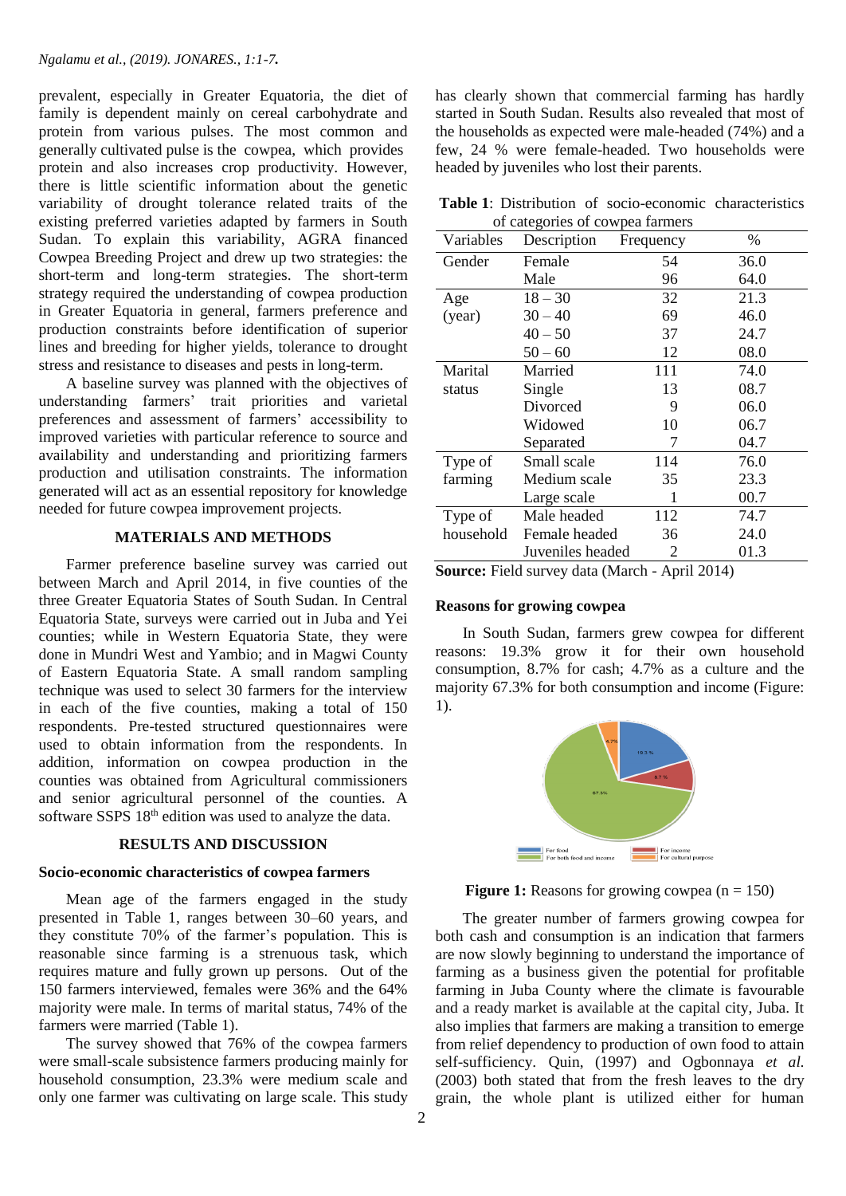prevalent, especially in Greater Equatoria, the diet of family is dependent mainly on cereal carbohydrate and protein from various pulses. The most common and generally cultivated pulse is the cowpea, which provides protein and also increases crop productivity. However, there is little scientific information about the genetic variability of drought tolerance related traits of the existing preferred varieties adapted by farmers in South Sudan. To explain this variability, AGRA financed Cowpea Breeding Project and drew up two strategies: the short-term and long-term strategies. The short-term strategy required the understanding of cowpea production in Greater Equatoria in general, farmers preference and production constraints before identification of superior lines and breeding for higher yields, tolerance to drought stress and resistance to diseases and pests in long-term.

A baseline survey was planned with the objectives of understanding farmers' trait priorities and varietal preferences and assessment of farmers' accessibility to improved varieties with particular reference to source and availability and understanding and prioritizing farmers production and utilisation constraints. The information generated will act as an essential repository for knowledge needed for future cowpea improvement projects.

## MATERIALS AND METHODS

Farmer preference baseline survey was carried out between March and April 2014, in five counties of the three Greater Equatoria States of South Sudan. In Central Equatoria State, surveys were carried out in Juba and Yei counties; while in Western Equatoria State, they were done in Mundri West and Yambio; and in Magwi County of Eastern Equatoria State. A small random sampling technique was used to select 30 farmers for the interview in each of the five counties, making a total of 150 respondents. Pre-tested structured questionnaires were used to obtain information from the respondents. In addition, information on cowpea production in the counties was obtained from Agricultural commissioners and senior agricultural personnel of the counties. A software SSPS 18th edition was used to analyze the data.

## RESULTS AND DISCUSSION

### Socio-economic characteristics of cowpea farmers

Mean age of the farmers engaged in the study presented in Table 1, ranges between 30–60 years, and they constitute 70% of the farmer's population. This is reasonable since farming is a strenuous task, which requires mature and fully grown up persons. Out of the 150 farmers interviewed, females were 36% and the 64% majority were male. In terms of marital status, 74% of the farmers were married (Table 1).

The survey showed that 76% of the cowpea farmers were small-scale subsistence farmers producing mainly for household consumption, 23.3% were medium scale and only one farmer was cultivating on large scale. This study has clearly shown that commercial farming has hardly started in South Sudan. Results also revealed that most of the households as expected were male-headed (74%) and a few, 24 % were female-headed. Two households were headed by juveniles who lost their parents.

**Table 1**: Distribution of socio-economic characteristics of categories of cowpea farmers

| Variables | Description | Frequency | % |
|---|---|---|---|
| Gender | Female | 54 | 36.0 |
| | Male | 96 | 64.0 |
| Age (year) | 18 – 30 | 32 | 21.3 |
| | 30 – 40 | 69 | 46.0 |
| | 40 – 50 | 37 | 24.7 |
| | 50 – 60 | 12 | 08.0 |
| Marital status | Married | 111 | 74.0 |
| | Single | 13 | 08.7 |
| | Divorced | 9 | 06.0 |
| | Widowed | 10 | 06.7 |
| | Separated | 7 | 04.7 |
| Type of farming | Small scale | 114 | 76.0 |
| | Medium scale | 35 | 23.3 |
| | Large scale | 1 | 00.7 |
| Type of household | Male headed | 112 | 74.7 |
| | Female headed | 36 | 24.0 |
| | Juveniles headed | 2 | 01.3 |

**Source:** Field survey data (March - April 2014)

### Reasons for growing cowpea

In South Sudan, farmers grew cowpea for different reasons: 19.3% grow it for their own household consumption, 8.7% for cash; 4.7% as a culture and the majority 67.3% for both consumption and income (Figure: 1).

**Figure 1:** Reasons for growing cowpea (n = 150)

The greater number of farmers growing cowpea for both cash and consumption is an indication that farmers are now slowly beginning to understand the importance of farming as a business given the potential for profitable farming in Juba County where the climate is favourable and a ready market is available at the capital city, Juba. It also implies that farmers are making a transition to emerge from relief dependency to production of own food to attain self-sufficiency. Quin, (1997) and Ogbonnaya *et al.* (2003) both stated that from the fresh leaves to the dry grain, the whole plant is utilized either for human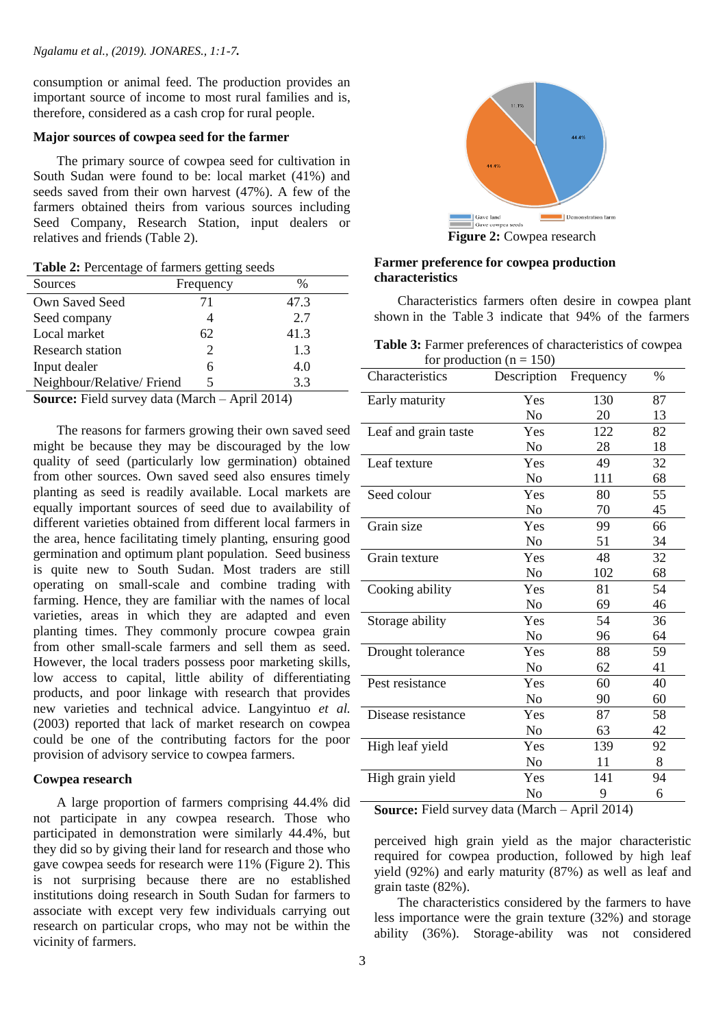consumption or animal feed. The production provides an important source of income to most rural families and is, therefore, considered as a cash crop for rural people.

### Major sources of cowpea seed for the farmer

The primary source of cowpea seed for cultivation in South Sudan were found to be: local market (41%) and seeds saved from their own harvest (47%). A few of the farmers obtained theirs from various sources including Seed Company, Research Station, input dealers or relatives and friends (Table 2).

**Table 2:** Percentage of farmers getting seeds

| Sources | Frequency | % |
|---|---|---|
| Own Saved Seed | 71 | 47.3 |
| Seed company | 4 | 2.7 |
| Local market | 62 | 41.3 |
| Research station | 2 | 1.3 |
| Input dealer | 6 | 4.0 |
| Neighbour/Relative/ Friend | 5 | 3.3 |

**Source:** Field survey data (March – April 2014)

The reasons for farmers growing their own saved seed might be because they may be discouraged by the low quality of seed (particularly low germination) obtained from other sources. Own saved seed also ensures timely planting as seed is readily available. Local markets are equally important sources of seed due to availability of different varieties obtained from different local farmers in the area, hence facilitating timely planting, ensuring good germination and optimum plant population. Seed business is quite new to South Sudan. Most traders are still operating on small-scale and combine trading with farming. Hence, they are familiar with the names of local varieties, areas in which they are adapted and even planting times. They commonly procure cowpea grain from other small-scale farmers and sell them as seed. However, the local traders possess poor marketing skills, low access to capital, little ability of differentiating products, and poor linkage with research that provides new varieties and technical advice. Langyintuo *et al.* (2003) reported that lack of market research on cowpea could be one of the contributing factors for the poor provision of advisory service to cowpea farmers.

### Cowpea research

A large proportion of farmers comprising 44.4% did not participate in any cowpea research. Those who participated in demonstration were similarly 44.4%, but they did so by giving their land for research and those who gave cowpea seeds for research were 11% (Figure 2). This is not surprising because there are no established institutions doing research in South Sudan for farmers to associate with except very few individuals carrying out research on particular crops, who may not be within the vicinity of farmers.

**Figure 2:** Cowpea research

### Farmer preference for cowpea production characteristics

Characteristics farmers often desire in cowpea plant shown in the Table 3 indicate that 94% of the farmers

**Table 3:** Farmer preferences of characteristics of cowpea for production (n = 150)

| Characteristics | Description | Frequency | % |
|---|---|---|---|
| Early maturity | Yes | 130 | 87 |
| | No | 20 | 13 |
| Leaf and grain taste | Yes | 122 | 82 |
| | No | 28 | 18 |
| Leaf texture | Yes | 49 | 32 |
| | No | 111 | 68 |
| Seed colour | Yes | 80 | 55 |
| | No | 70 | 45 |
| Grain size | Yes | 99 | 66 |
| | No | 51 | 34 |
| Grain texture | Yes | 48 | 32 |
| | No | 102 | 68 |
| Cooking ability | Yes | 81 | 54 |
| | No | 69 | 46 |
| Storage ability | Yes | 54 | 36 |
| | No | 96 | 64 |
| Drought tolerance | Yes | 88 | 59 |
| | No | 62 | 41 |
| Pest resistance | Yes | 60 | 40 |
| | No | 90 | 60 |
| Disease resistance | Yes | 87 | 58 |
| | No | 63 | 42 |
| High leaf yield | Yes | 139 | 92 |
| | No | 11 | 8 |
| High grain yield | Yes | 141 | 94 |
| | No | 9 | 6 |

**Source:** Field survey data (March – April 2014)

perceived high grain yield as the major characteristic required for cowpea production, followed by high leaf yield (92%) and early maturity (87%) as well as leaf and grain taste (82%).

The characteristics considered by the farmers to have less importance were the grain texture (32%) and storage ability (36%). Storage-ability was not considered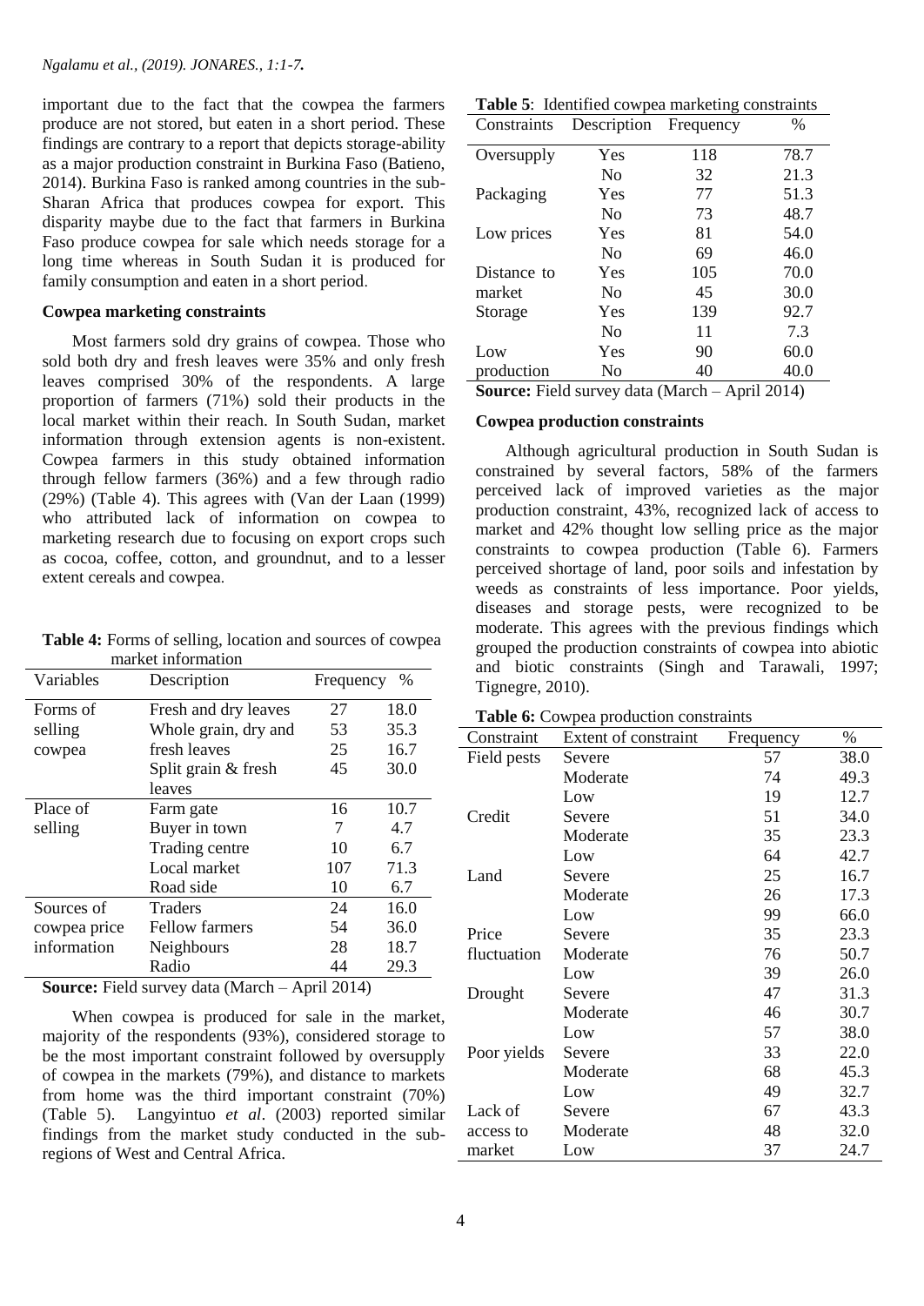important due to the fact that the cowpea the farmers produce are not stored, but eaten in a short period. These findings are contrary to a report that depicts storage-ability as a major production constraint in Burkina Faso (Batieno, 2014). Burkina Faso is ranked among countries in the sub-Sharan Africa that produces cowpea for export. This disparity maybe due to the fact that farmers in Burkina Faso produce cowpea for sale which needs storage for a long time whereas in South Sudan it is produced for family consumption and eaten in a short period.

### Cowpea marketing constraints

Most farmers sold dry grains of cowpea. Those who sold both dry and fresh leaves were 35% and only fresh leaves comprised 30% of the respondents. A large proportion of farmers (71%) sold their products in the local market within their reach. In South Sudan, market information through extension agents is non-existent. Cowpea farmers in this study obtained information through fellow farmers (36%) and a few through radio (29%) (Table 4). This agrees with (Van der Laan (1999) who attributed lack of information on cowpea to marketing research due to focusing on export crops such as cocoa, coffee, cotton, and groundnut, and to a lesser extent cereals and cowpea.

**Table 4:** Forms of selling, location and sources of cowpea market information

| Variables | Description | Frequency | % |
|---|---|---|---|
| Forms of selling cowpea | Fresh and dry leaves | 27 | 18.0 |
| | Whole grain, dry and fresh leaves | 53 | 35.3 |
| | | 25 | 16.7 |
| | Split grain & fresh leaves | 45 | 30.0 |
| Place of selling | Farm gate | 16 | 10.7 |
| | Buyer in town | 7 | 4.7 |
| | Trading centre | 10 | 6.7 |
| | Local market | 107 | 71.3 |
| | Road side | 10 | 6.7 |
| Sources of cowpea price information | Traders | 24 | 16.0 |
| | Fellow farmers | 54 | 36.0 |
| | Neighbours | 28 | 18.7 |
| | Radio | 44 | 29.3 |

**Source:** Field survey data (March – April 2014)

When cowpea is produced for sale in the market, majority of the respondents (93%), considered storage to be the most important constraint followed by oversupply of cowpea in the markets (79%), and distance to markets from home was the third important constraint (70%) (Table 5). Langyintuo *et al*. (2003) reported similar findings from the market study conducted in the sub-regions of West and Central Africa.

**Table 5**: Identified cowpea marketing constraints

| Constraints | Description | Frequency | % |
|---|---|---|---|
| Oversupply | Yes | 118 | 78.7 |
| | No | 32 | 21.3 |
| Packaging | Yes | 77 | 51.3 |
| | No | 73 | 48.7 |
| Low prices | Yes | 81 | 54.0 |
| | No | 69 | 46.0 |
| Distance to market | Yes | 105 | 70.0 |
| | No | 45 | 30.0 |
| Storage | Yes | 139 | 92.7 |
| | No | 11 | 7.3 |
| Low production | Yes | 90 | 60.0 |
| | No | 40 | 40.0 |

**Source:** Field survey data (March – April 2014)

### Cowpea production constraints

Although agricultural production in South Sudan is constrained by several factors, 58% of the farmers perceived lack of improved varieties as the major production constraint, 43%, recognized lack of access to market and 42% thought low selling price as the major constraints to cowpea production (Table 6). Farmers perceived shortage of land, poor soils and infestation by weeds as constraints of less importance. Poor yields, diseases and storage pests, were recognized to be moderate. This agrees with the previous findings which grouped the production constraints of cowpea into abiotic and biotic constraints (Singh and Tarawali, 1997; Tignegre, 2010).

**Table 6:** Cowpea production constraints

| Constraint | Extent of constraint | Frequency | % |
|---|---|---|---|
| Field pests | Severe | 57 | 38.0 |
| | Moderate | 74 | 49.3 |
| | Low | 19 | 12.7 |
| Credit | Severe | 51 | 34.0 |
| | Moderate | 35 | 23.3 |
| | Low | 64 | 42.7 |
| Land | Severe | 25 | 16.7 |
| | Moderate | 26 | 17.3 |
| | Low | 99 | 66.0 |
| Price fluctuation | Severe | 35 | 23.3 |
| | Moderate | 76 | 50.7 |
| | Low | 39 | 26.0 |
| Drought | Severe | 47 | 31.3 |
| | Moderate | 46 | 30.7 |
| | Low | 57 | 38.0 |
| Poor yields | Severe | 33 | 22.0 |
| | Moderate | 68 | 45.3 |
| | Low | 49 | 32.7 |
| Lack of access to market | Severe | 67 | 43.3 |
| | Moderate | 48 | 32.0 |
| | Low | 37 | 24.7 |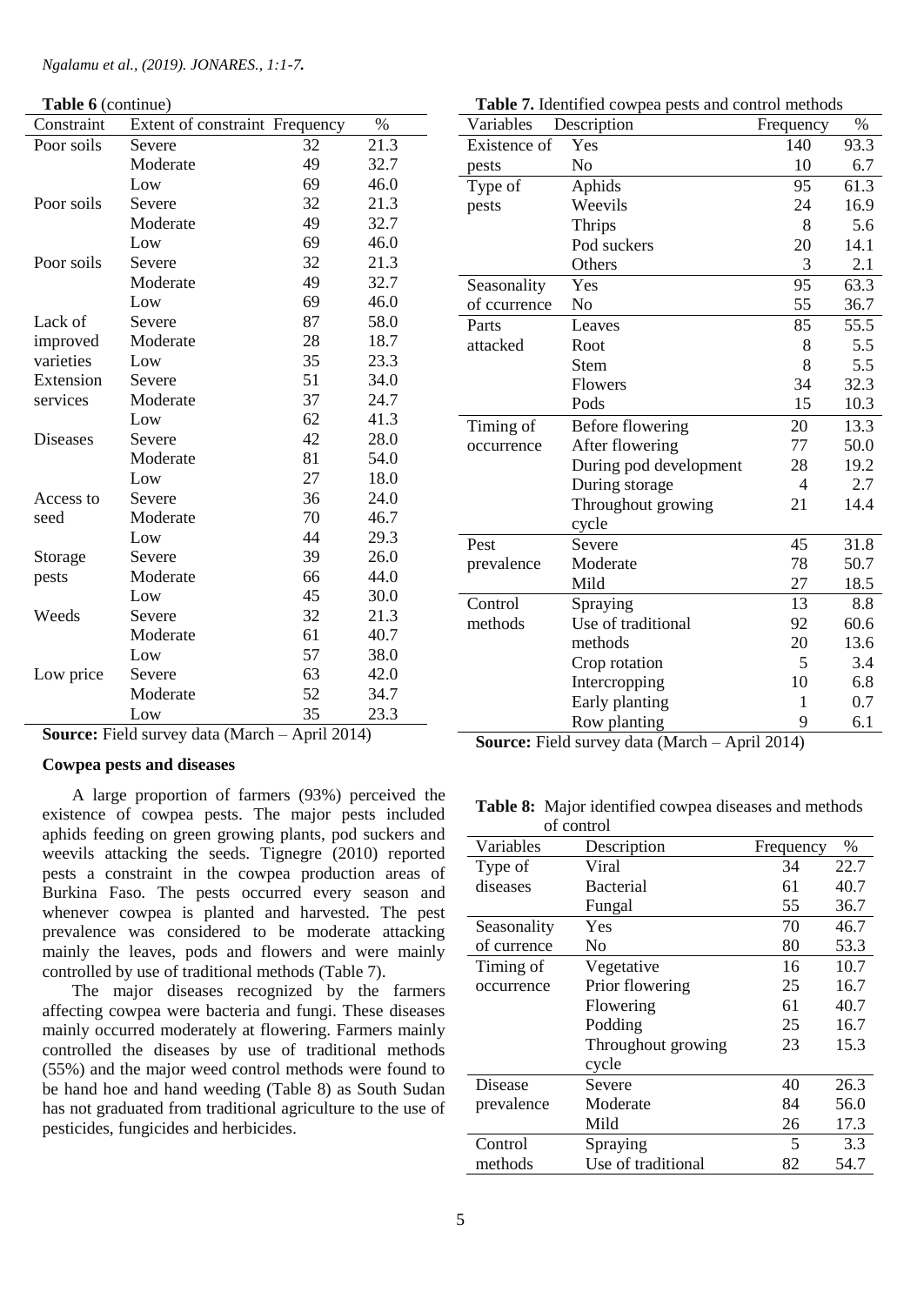**Table 6** (continue)

| Constraint | Extent of constraint | Frequency | % |
|---|---|---|---|
| Poor soils | Severe | 32 | 21.3 |
| | Moderate | 49 | 32.7 |
| | Low | 69 | 46.0 |
| Poor soils | Severe | 32 | 21.3 |
| | Moderate | 49 | 32.7 |
| | Low | 69 | 46.0 |
| Poor soils | Severe | 32 | 21.3 |
| | Moderate | 49 | 32.7 |
| | Low | 69 | 46.0 |
| Lack of improved varieties | Severe | 87 | 58.0 |
| | Moderate | 28 | 18.7 |
| | Low | 35 | 23.3 |
| Extension services | Severe | 51 | 34.0 |
| | Moderate | 37 | 24.7 |
| | Low | 62 | 41.3 |
| Diseases | Severe | 42 | 28.0 |
| | Moderate | 81 | 54.0 |
| | Low | 27 | 18.0 |
| Access to seed | Severe | 36 | 24.0 |
| | Moderate | 70 | 46.7 |
| | Low | 44 | 29.3 |
| Storage pests | Severe | 39 | 26.0 |
| | Moderate | 66 | 44.0 |
| | Low | 45 | 30.0 |
| Weeds | Severe | 32 | 21.3 |
| | Moderate | 61 | 40.7 |
| | Low | 57 | 38.0 |
| Low price | Severe | 63 | 42.0 |
| | Moderate | 52 | 34.7 |
| | Low | 35 | 23.3 |

**Source:** Field survey data (March – April 2014)

### Cowpea pests and diseases

A large proportion of farmers (93%) perceived the existence of cowpea pests. The major pests included aphids feeding on green growing plants, pod suckers and weevils attacking the seeds. Tignegre (2010) reported pests a constraint in the cowpea production areas of Burkina Faso. The pests occurred every season and whenever cowpea is planted and harvested. The pest prevalence was considered to be moderate attacking mainly the leaves, pods and flowers and were mainly controlled by use of traditional methods (Table 7).

The major diseases recognized by the farmers affecting cowpea were bacteria and fungi. These diseases mainly occurred moderately at flowering. Farmers mainly controlled the diseases by use of traditional methods (55%) and the major weed control methods were found to be hand hoe and hand weeding (Table 8) as South Sudan has not graduated from traditional agriculture to the use of pesticides, fungicides and herbicides.

**Table 7.** Identified cowpea pests and control methods

| Variables | Description | Frequency | % |
|---|---|---|---|
| Existence of pests | Yes | 140 | 93.3 |
| | No | 10 | 6.7 |
| Type of pests | Aphids | 95 | 61.3 |
| | Weevils | 24 | 16.9 |
| | Thrips | 8 | 5.6 |
| | Pod suckers | 20 | 14.1 |
| | Others | 3 | 2.1 |
| Seasonality of ccurrence | Yes | 95 | 63.3 |
| | No | 55 | 36.7 |
| Parts attacked | Leaves | 85 | 55.5 |
| | Root | 8 | 5.5 |
| | Stem | 8 | 5.5 |
| | Flowers | 34 | 32.3 |
| | Pods | 15 | 10.3 |
| Timing of occurrence | Before flowering | 20 | 13.3 |
| | After flowering | 77 | 50.0 |
| | During pod development | 28 | 19.2 |
| | During storage | 4 | 2.7 |
| | Throughout growing cycle | 21 | 14.4 |
| Pest prevalence | Severe | 45 | 31.8 |
| | Moderate | 78 | 50.7 |
| | Mild | 27 | 18.5 |
| Control methods | Spraying | 13 | 8.8 |
| | Use of traditional | 92 | 60.6 |
| | methods | 20 | 13.6 |
| | Crop rotation | 5 | 3.4 |
| | Intercropping | 10 | 6.8 |
| | Early planting | 1 | 0.7 |
| | Row planting | 9 | 6.1 |

**Source:** Field survey data (March – April 2014)

**Table 8:** Major identified cowpea diseases and methods of control

| Variables | Description | Frequency | % |
|---|---|---|---|
| Type of diseases | Viral | 34 | 22.7 |
| | Bacterial | 61 | 40.7 |
| | Fungal | 55 | 36.7 |
| Seasonality of currence | Yes | 70 | 46.7 |
| | No | 80 | 53.3 |
| Timing of occurrence | Vegetative | 16 | 10.7 |
| | Prior flowering | 25 | 16.7 |
| | Flowering | 61 | 40.7 |
| | Podding | 25 | 16.7 |
| | Throughout growing cycle | 23 | 15.3 |
| Disease prevalence | Severe | 40 | 26.3 |
| | Moderate | 84 | 56.0 |
| | Mild | 26 | 17.3 |
| Control methods | Spraying | 5 | 3.3 |
| | Use of traditional | 82 | 54.7 |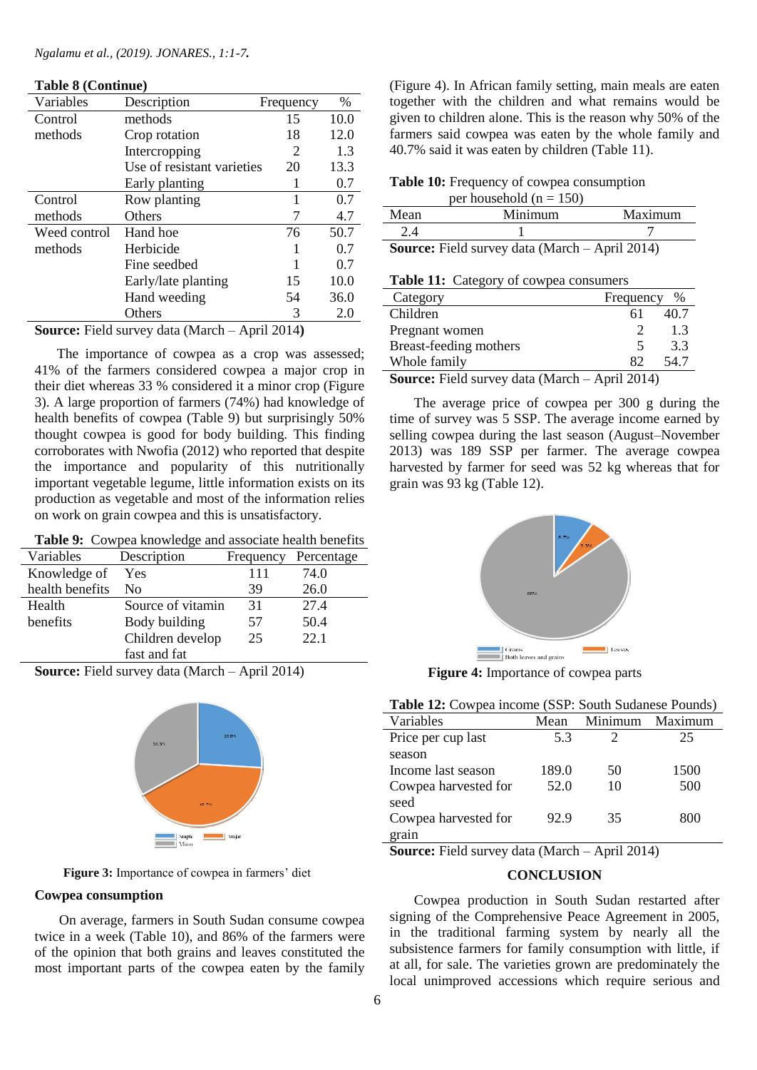**Table 8 (Continue)**

| Variables | Description | Frequency | % |
|---|---|---|---|
| Control methods | methods | 15 | 10.0 |
| | Crop rotation | 18 | 12.0 |
| | Intercropping | 2 | 1.3 |
| | Use of resistant varieties | 20 | 13.3 |
| | Early planting | 1 | 0.7 |
| Control methods | Row planting | 1 | 0.7 |
| | Others | 7 | 4.7 |
| Weed control methods | Hand hoe | 76 | 50.7 |
| | Herbicide | 1 | 0.7 |
| | Fine seedbed | 1 | 0.7 |
| | Early/late planting | 15 | 10.0 |
| | Hand weeding | 54 | 36.0 |
| | Others | 3 | 2.0 |

**Source:** Field survey data (March – April 2014**)**

The importance of cowpea as a crop was assessed; 41% of the farmers considered cowpea a major crop in their diet whereas 33 % considered it a minor crop (Figure 3). A large proportion of farmers (74%) had knowledge of health benefits of cowpea (Table 9) but surprisingly 50% thought cowpea is good for body building. This finding corroborates with Nwofia (2012) who reported that despite the importance and popularity of this nutritionally important vegetable legume, little information exists on its production as vegetable and most of the information relies on work on grain cowpea and this is unsatisfactory.

**Table 9:** Cowpea knowledge and associate health benefits

| Variables | Description | Frequency | Percentage |
|---|---|---|---|
| Knowledge of health benefits | Yes | 111 | 74.0 |
| | No | 39 | 26.0 |
| Health benefits | Source of vitamin | 31 | 27.4 |
| | Body building | 57 | 50.4 |
| | Children develop fast and fat | 25 | 22.1 |

**Source:** Field survey data (March – April 2014)

**Figure 3:** Importance of cowpea in farmers' diet

## Cowpea consumption

On average, farmers in South Sudan consume cowpea twice in a week (Table 10), and 86% of the farmers were of the opinion that both grains and leaves constituted the most important parts of the cowpea eaten by the family (Figure 4). In African family setting, main meals are eaten together with the children and what remains would be given to children alone. This is the reason why 50% of the farmers said cowpea was eaten by the whole family and 40.7% said it was eaten by children (Table 11).

**Table 10:** Frequency of cowpea consumption per household (n = 150)

| Mean | Minimum | Maximum |
|---|---|---|
| 2.4 | 1 | 7 |

**Source:** Field survey data (March – April 2014)

**Table 11:** Category of cowpea consumers

| Category | Frequency | % |
|---|---|---|
| Children | 61 | 40.7 |
| Pregnant women | 2 | 1.3 |
| Breast-feeding mothers | 5 | 3.3 |
| Whole family | 82 | 54.7 |

**Source:** Field survey data (March – April 2014)

The average price of cowpea per 300 g during the time of survey was 5 SSP. The average income earned by selling cowpea during the last season (August–November 2013) was 189 SSP per farmer. The average cowpea harvested by farmer for seed was 52 kg whereas that for grain was 93 kg (Table 12).

**Figure 4:** Importance of cowpea parts

**Table 12:** Cowpea income (SSP: South Sudanese Pounds)

| Variables | Mean | Minimum | Maximum |
|---|---|---|---|
| Price per cup last season | 5.3 | 2 | 25 |
| Income last season | 189.0 | 50 | 1500 |
| Cowpea harvested for seed | 52.0 | 10 | 500 |
| Cowpea harvested for grain | 92.9 | 35 | 800 |

**Source:** Field survey data (March – April 2014)

## CONCLUSION

Cowpea production in South Sudan restarted after signing of the Comprehensive Peace Agreement in 2005, in the traditional farming system by nearly all the subsistence farmers for family consumption with little, if at all, for sale. The varieties grown are predominately the local unimproved accessions which require serious and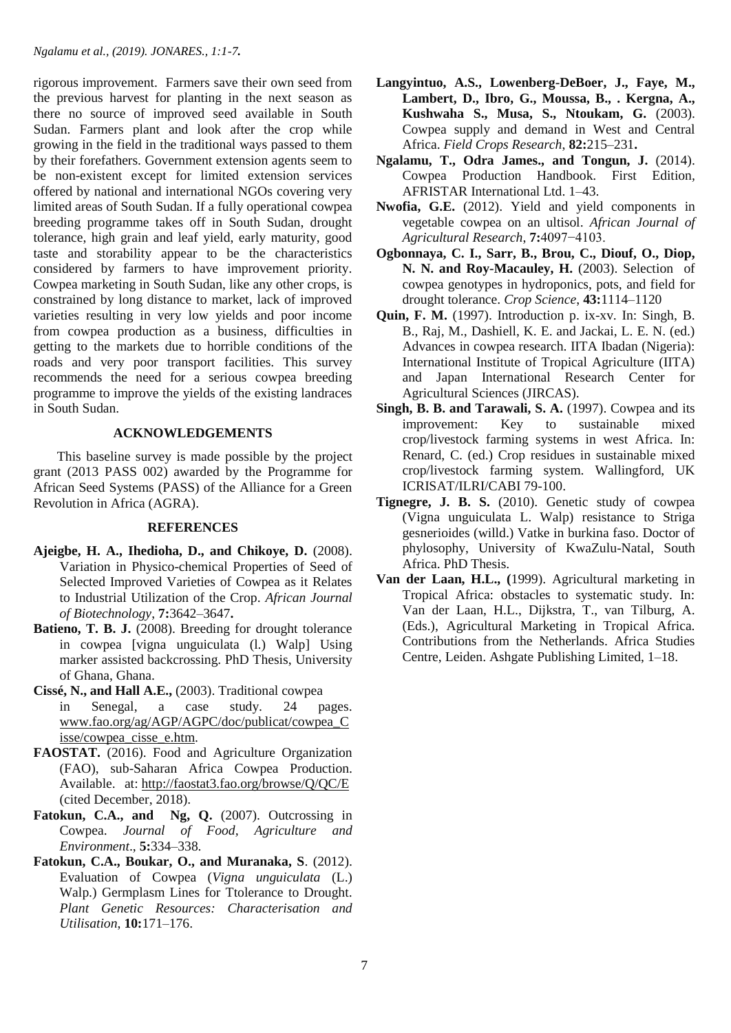rigorous improvement. Farmers save their own seed from the previous harvest for planting in the next season as there no source of improved seed available in South Sudan. Farmers plant and look after the crop while growing in the field in the traditional ways passed to them by their forefathers. Government extension agents seem to be non-existent except for limited extension services offered by national and international NGOs covering very limited areas of South Sudan. If a fully operational cowpea breeding programme takes off in South Sudan, drought tolerance, high grain and leaf yield, early maturity, good taste and storability appear to be the characteristics considered by farmers to have improvement priority. Cowpea marketing in South Sudan, like any other crops, is constrained by long distance to market, lack of improved varieties resulting in very low yields and poor income from cowpea production as a business, difficulties in getting to the markets due to horrible conditions of the roads and very poor transport facilities. This survey recommends the need for a serious cowpea breeding programme to improve the yields of the existing landraces in South Sudan.

## ACKNOWLEDGEMENTS

This baseline survey is made possible by the project grant (2013 PASS 002) awarded by the Programme for African Seed Systems (PASS) of the Alliance for a Green Revolution in Africa (AGRA).

## REFERENCES

**Ajeigbe, H. A., Ihedioha, D., and Chikoye, D.** (2008). Variation in Physico-chemical Properties of Seed of Selected Improved Varieties of Cowpea as it Relates to Industrial Utilization of the Crop. *African Journal of Biotechnology*, **7:**3642–3647**.**

**Batieno, T. B. J.** (2008). Breeding for drought tolerance in cowpea [vigna unguiculata (l.) Walp] Using marker assisted backcrossing. PhD Thesis, University of Ghana, Ghana.

**Cissé, N., and Hall A.E.,** (2003). Traditional cowpea in Senegal, a case study. 24 pages. www.fao.org/ag/AGP/AGPC/doc/publicat/cowpea_Cisse/cowpea_cisse_e.htm.

**FAOSTAT.** (2016). Food and Agriculture Organization (FAO), sub-Saharan Africa Cowpea Production. Available. at: http://faostat3.fao.org/browse/Q/QC/E (cited December, 2018).

**Fatokun, C.A., and Ng, Q.** (2007). Outcrossing in Cowpea. *Journal of Food, Agriculture and Environment*., **5:**334–338.

**Fatokun, C.A., Boukar, O., and Muranaka, S**. (2012). Evaluation of Cowpea (*Vigna unguiculata* (L.) Walp.) Germplasm Lines for Ttolerance to Drought. *Plant Genetic Resources: Characterisation and Utilisation*, **10:**171–176.

**Langyintuo, A.S., Lowenberg-DeBoer, J., Faye, M., Lambert, D., Ibro, G., Moussa, B., . Kergna, A., Kushwaha S., Musa, S., Ntoukam, G.** (2003). Cowpea supply and demand in West and Central Africa. *Field Crops Research*, **82:**215–231**.**

**Ngalamu, T., Odra James., and Tongun, J.** (2014). Cowpea Production Handbook. First Edition, AFRISTAR International Ltd. 1–43.

**Nwofia, G.E.** (2012). Yield and yield components in vegetable cowpea on an ultisol. *African Journal of Agricultural Research*, **7:**4097−4103.

**Ogbonnaya, C. I., Sarr, B., Brou, C., Diouf, O., Diop, N. N. and Roy-Macauley, H.** (2003). Selection of cowpea genotypes in hydroponics, pots, and field for drought tolerance. *Crop Science*, **43:**1114–1120

**Quin, F. M.** (1997). Introduction p. ix-xv. In: Singh, B. B., Raj, M., Dashiell, K. E. and Jackai, L. E. N. (ed.) Advances in cowpea research. IITA Ibadan (Nigeria): International Institute of Tropical Agriculture (IITA) and Japan International Research Center for Agricultural Sciences (JIRCAS).

**Singh, B. B. and Tarawali, S. A.** (1997). Cowpea and its improvement: Key to sustainable mixed crop/livestock farming systems in west Africa. In: Renard, C. (ed.) Crop residues in sustainable mixed crop/livestock farming system. Wallingford, UK ICRISAT/ILRI/CABI 79-100.

**Tignegre, J. B. S.** (2010). Genetic study of cowpea (Vigna unguiculata L. Walp) resistance to Striga gesnerioides (willd.) Vatke in burkina faso. Doctor of phylosophy, University of KwaZulu-Natal, South Africa. PhD Thesis.

**Van der Laan, H.L., (**1999). Agricultural marketing in Tropical Africa: obstacles to systematic study. In: Van der Laan, H.L., Dijkstra, T., van Tilburg, A. (Eds.), Agricultural Marketing in Tropical Africa. Contributions from the Netherlands. Africa Studies Centre, Leiden. Ashgate Publishing Limited, 1–18.